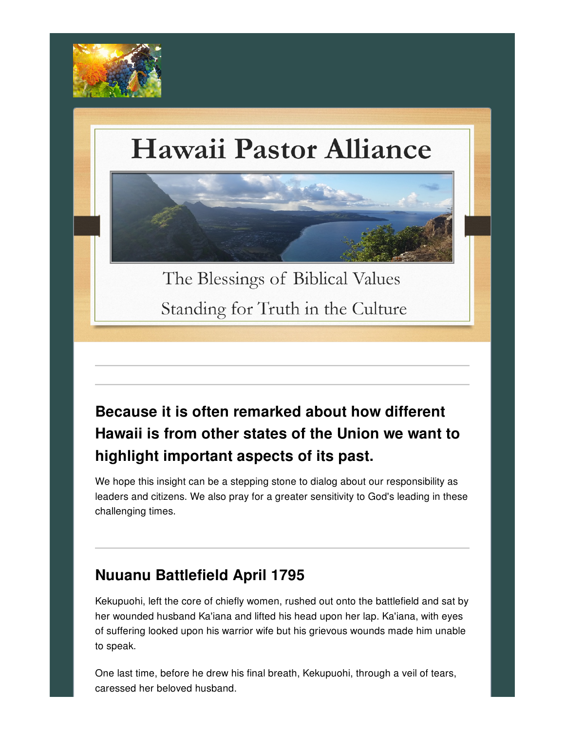# Hawaii Pastor Alliance

The Blessings of Biblical Values

Standing for Truth in the Culture

---

---

## Because it is often remarked about how different Hawaii is from other states of the Union we want to highlight important aspects of its past.

We hope this insight can be a stepping stone to dialog about our responsibility as leaders and citizens. We also pray for a greater sensitivity to God's leading in these challenging times.

---

## Nuuanu Battlefield April 1795

Kekupuohi, left the core of chiefly women, rushed out onto the battlefield and sat by her wounded husband Ka'iana and lifted his head upon her lap. Ka'iana, with eyes of suffering looked upon his warrior wife but his grievous wounds made him unable to speak.

One last time, before he drew his final breath, Kekupuohi, through a veil of tears, caressed her beloved husband.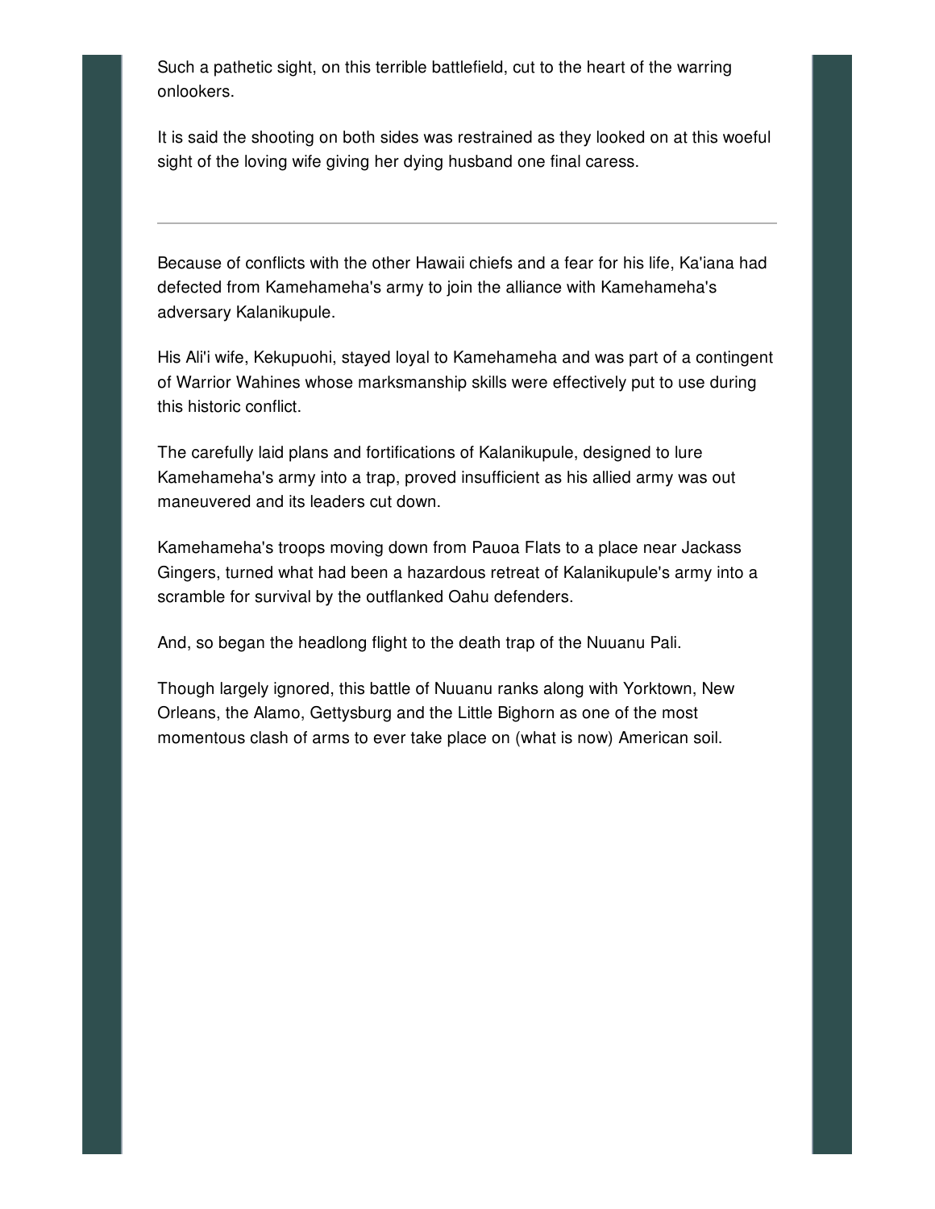Such a pathetic sight, on this terrible battlefield, cut to the heart of the warring onlookers.

It is said the shooting on both sides was restrained as they looked on at this woeful sight of the loving wife giving her dying husband one final caress.

---

Because of conflicts with the other Hawaii chiefs and a fear for his life, Ka'iana had defected from Kamehameha's army to join the alliance with Kamehameha's adversary Kalanikupule.

His Ali'i wife, Kekupuohi, stayed loyal to Kamehameha and was part of a contingent of Warrior Wahines whose marksmanship skills were effectively put to use during this historic conflict.

The carefully laid plans and fortifications of Kalanikupule, designed to lure Kamehameha's army into a trap, proved insufficient as his allied army was out maneuvered and its leaders cut down.

Kamehameha's troops moving down from Pauoa Flats to a place near Jackass Gingers, turned what had been a hazardous retreat of Kalanikupule's army into a scramble for survival by the outflanked Oahu defenders.

And, so began the headlong flight to the death trap of the Nuuanu Pali.

Though largely ignored, this battle of Nuuanu ranks along with Yorktown, New Orleans, the Alamo, Gettysburg and the Little Bighorn as one of the most momentous clash of arms to ever take place on (what is now) American soil.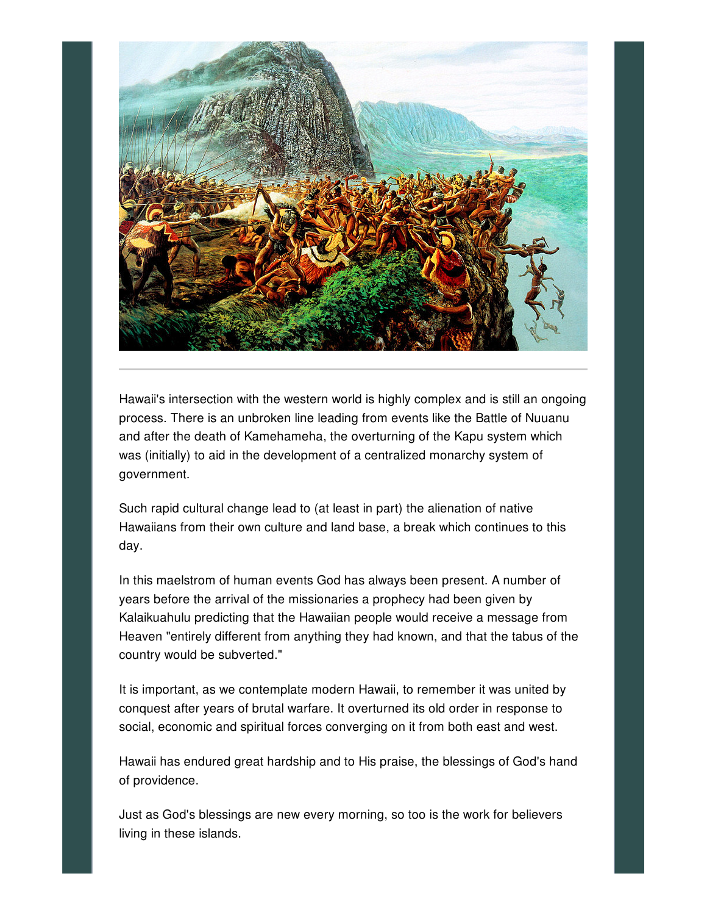Hawaii's intersection with the western world is highly complex and is still an ongoing process. There is an unbroken line leading from events like the Battle of Nuuanu and after the death of Kamehameha, the overturning of the Kapu system which was (initially) to aid in the development of a centralized monarchy system of government.

Such rapid cultural change lead to (at least in part) the alienation of native Hawaiians from their own culture and land base, a break which continues to this day.

In this maelstrom of human events God has always been present. A number of years before the arrival of the missionaries a prophecy had been given by Kalaikuahulu predicting that the Hawaiian people would receive a message from Heaven "entirely different from anything they had known, and that the tabus of the country would be subverted."

It is important, as we contemplate modern Hawaii, to remember it was united by conquest after years of brutal warfare. It overturned its old order in response to social, economic and spiritual forces converging on it from both east and west.

Hawaii has endured great hardship and to His praise, the blessings of God's hand of providence.

Just as God's blessings are new every morning, so too is the work for believers living in these islands.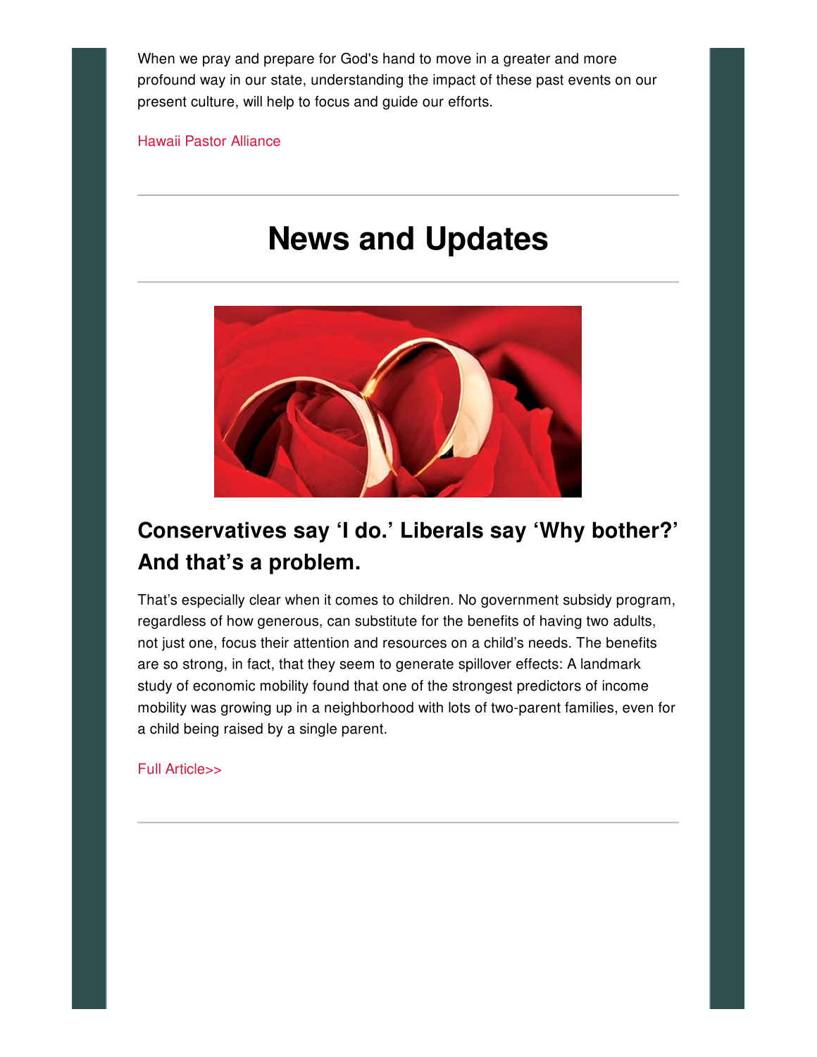When we pray and prepare for God's hand to move in a greater and more profound way in our state, understanding the impact of these past events on our present culture, will help to focus and guide our efforts.

Hawaii Pastor Alliance

---

# News and Updates

---

## Conservatives say ‘I do.’ Liberals say ‘Why bother?’ And that’s a problem.

That’s especially clear when it comes to children. No government subsidy program, regardless of how generous, can substitute for the benefits of having two adults, not just one, focus their attention and resources on a child’s needs. The benefits are so strong, in fact, that they seem to generate spillover effects: A landmark study of economic mobility found that one of the strongest predictors of income mobility was growing up in a neighborhood with lots of two-parent families, even for a child being raised by a single parent.

Full Article>>

---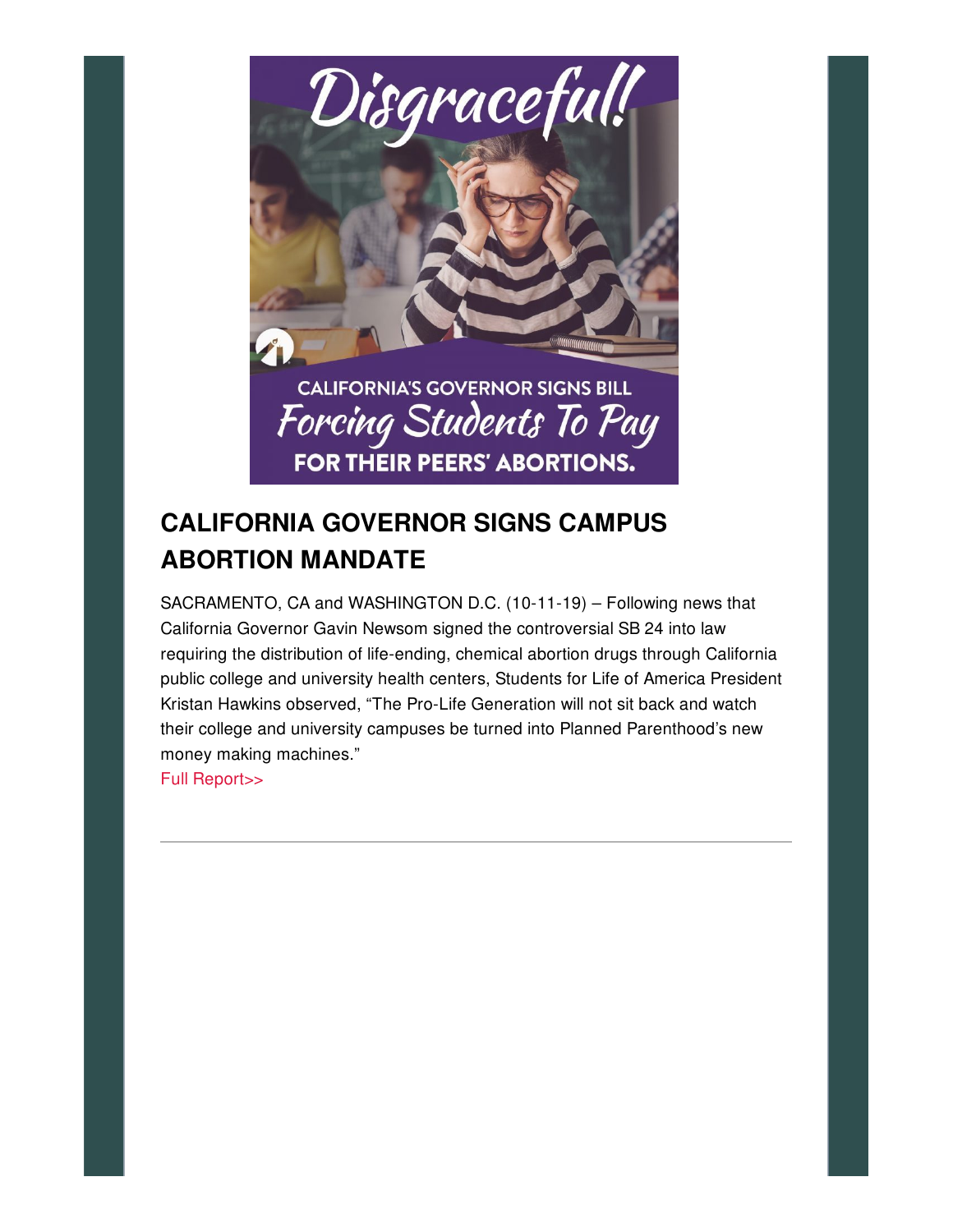Disgraceful!

CALIFORNIA'S GOVERNOR SIGNS BILL *Forcing Students To Pay* FOR THEIR PEERS' ABORTIONS.

## CALIFORNIA GOVERNOR SIGNS CAMPUS ABORTION MANDATE

SACRAMENTO, CA and WASHINGTON D.C. (10-11-19) – Following news that California Governor Gavin Newsom signed the controversial SB 24 into law requiring the distribution of life-ending, chemical abortion drugs through California public college and university health centers, Students for Life of America President Kristan Hawkins observed, "The Pro-Life Generation will not sit back and watch their college and university campuses be turned into Planned Parenthood's new money making machines."

Full Report>>

---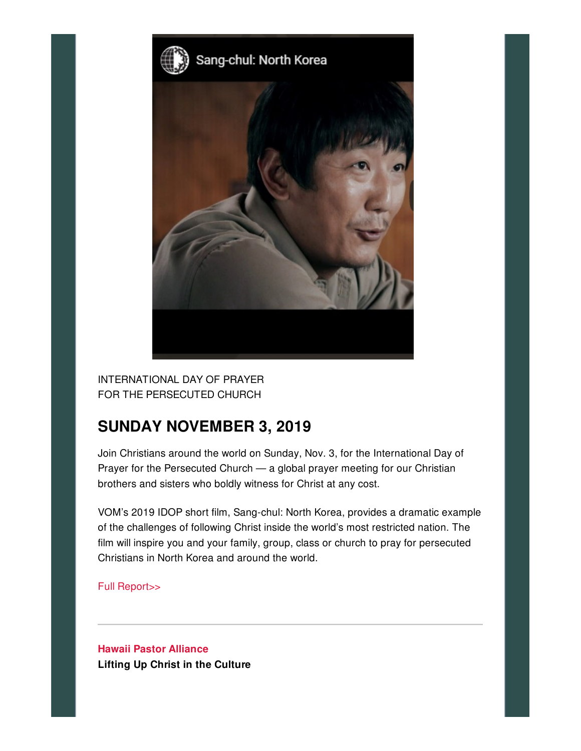INTERNATIONAL DAY OF PRAYER
FOR THE PERSECUTED CHURCH

## SUNDAY NOVEMBER 3, 2019

Join Christians around the world on Sunday, Nov. 3, for the International Day of Prayer for the Persecuted Church — a global prayer meeting for our Christian brothers and sisters who boldly witness for Christ at any cost.

VOM's 2019 IDOP short film, Sang-chul: North Korea, provides a dramatic example of the challenges of following Christ inside the world's most restricted nation. The film will inspire you and your family, group, class or church to pray for persecuted Christians in North Korea and around the world.

Full Report>>

---

**Hawaii Pastor Alliance**
**Lifting Up Christ in the Culture**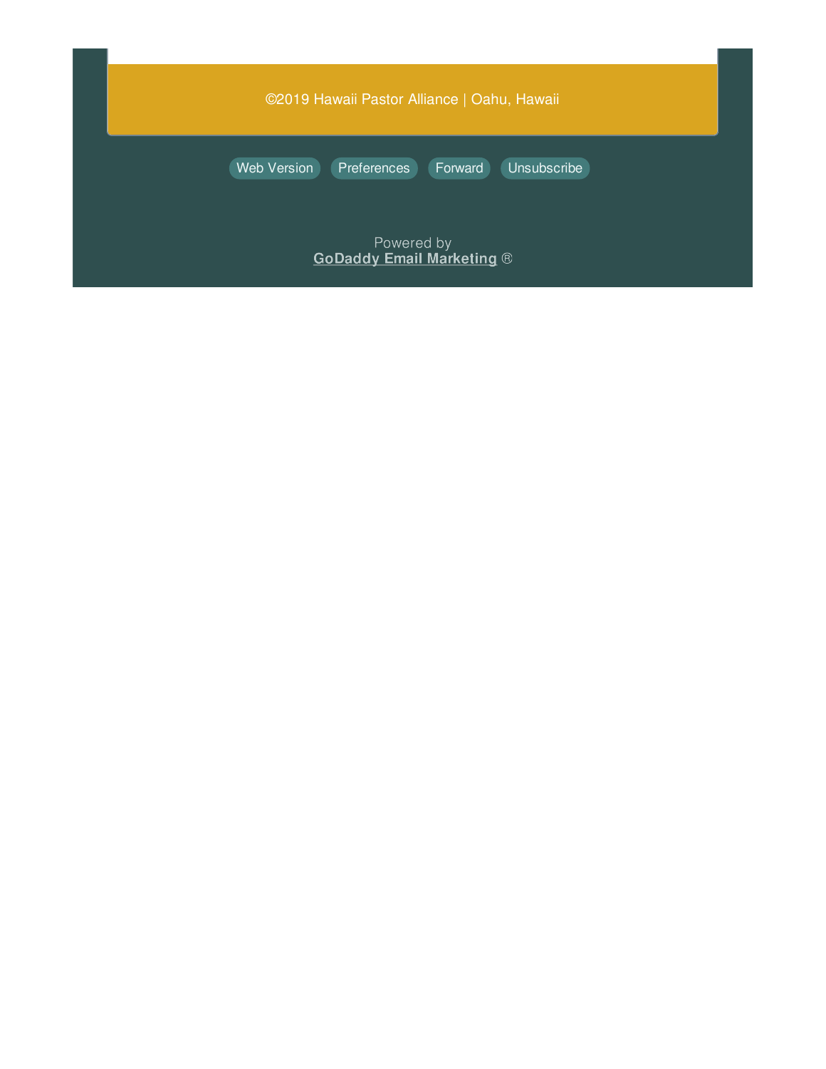©2019 Hawaii Pastor Alliance | Oahu, Hawaii

Web Version Preferences Forward Unsubscribe

Powered by
**GoDaddy Email Marketing** ®